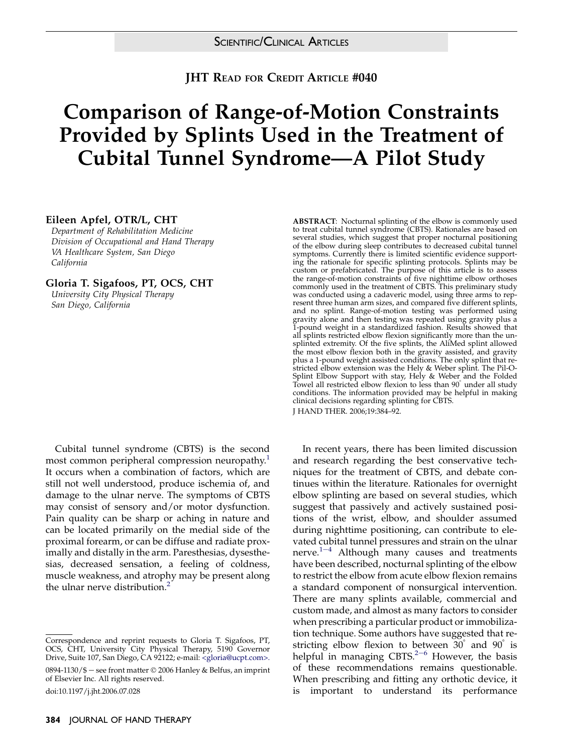SCIENTIFIC/CLINICAL ARTICLES

**JHT READ FOR CREDIT ARTICLE #040**

# Comparison of Range-of-Motion Constraints Provided by Splints Used in the Treatment of Cubital Tunnel Syndrome—A Pilot Study

**Eileen Apfel, OTR/L, CHT**
*Department of Rehabilitation Medicine*
*Division of Occupational and Hand Therapy*
*VA Healthcare System, San Diego*
*California*

**Gloria T. Sigafoos, PT, OCS, CHT**
*University City Physical Therapy*
*San Diego, California*

**ABSTRACT**: Nocturnal splinting of the elbow is commonly used to treat cubital tunnel syndrome (CBTS). Rationales are based on several studies, which suggest that proper nocturnal positioning of the elbow during sleep contributes to decreased cubital tunnel symptoms. Currently there is limited scientific evidence supporting the rationale for specific splinting protocols. Splints may be custom or prefabricated. The purpose of this article is to assess the range-of-motion constraints of five nighttime elbow orthoses commonly used in the treatment of CBTS. This preliminary study was conducted using a cadaveric model, using three arms to represent three human arm sizes, and compared five different splints, and no splint. Range-of-motion testing was performed using gravity alone and then testing was repeated using gravity plus a 1-pound weight in a standardized fashion. Results showed that all splints restricted elbow flexion significantly more than the unsplinted extremity. Of the five splints, the AliMed splint allowed the most elbow flexion both in the gravity assisted, and gravity plus a 1-pound weight assisted conditions. The only splint that restricted elbow extension was the Hely & Weber splint. The Pil-O-Splint Elbow Support with stay, Hely & Weber and the Folded Towel all restricted elbow flexion to less than 90° under all study conditions. The information provided may be helpful in making clinical decisions regarding splinting for CBTS.

J HAND THER. 2006;19:384–92.

Cubital tunnel syndrome (CBTS) is the second most common peripheral compression neuropathy.[1] It occurs when a combination of factors, which are still not well understood, produce ischemia of, and damage to the ulnar nerve. The symptoms of CBTS may consist of sensory and/or motor dysfunction. Pain quality can be sharp or aching in nature and can be located primarily on the medial side of the proximal forearm, or can be diffuse and radiate proximally and distally in the arm. Paresthesias, dysesthesias, decreased sensation, a feeling of coldness, muscle weakness, and atrophy may be present along the ulnar nerve distribution.[2]

In recent years, there has been limited discussion and research regarding the best conservative techniques for the treatment of CBTS, and debate continues within the literature. Rationales for overnight elbow splinting are based on several studies, which suggest that passively and actively sustained positions of the wrist, elbow, and shoulder assumed during nighttime positioning, can contribute to elevated cubital tunnel pressures and strain on the ulnar nerve.[1–4] Although many causes and treatments have been described, nocturnal splinting of the elbow to restrict the elbow from acute elbow flexion remains a standard component of nonsurgical intervention. There are many splints available, commercial and custom made, and almost as many factors to consider when prescribing a particular product or immobilization technique. Some authors have suggested that restricting elbow flexion to between 30° and 90° is helpful in managing CBTS.[2–6] However, the basis of these recommendations remains questionable. When prescribing and fitting any orthotic device, it is important to understand its performance

Correspondence and reprint requests to Gloria T. Sigafoos, PT, OCS, CHT, University City Physical Therapy, 5190 Governor Drive, Suite 107, San Diego, CA 92122; e-mail: <gloria@ucpt.com>.

0894-1130/$ — see front matter © 2006 Hanley & Belfus, an imprint of Elsevier Inc. All rights reserved.

doi:10.1197/j.jht.2006.07.028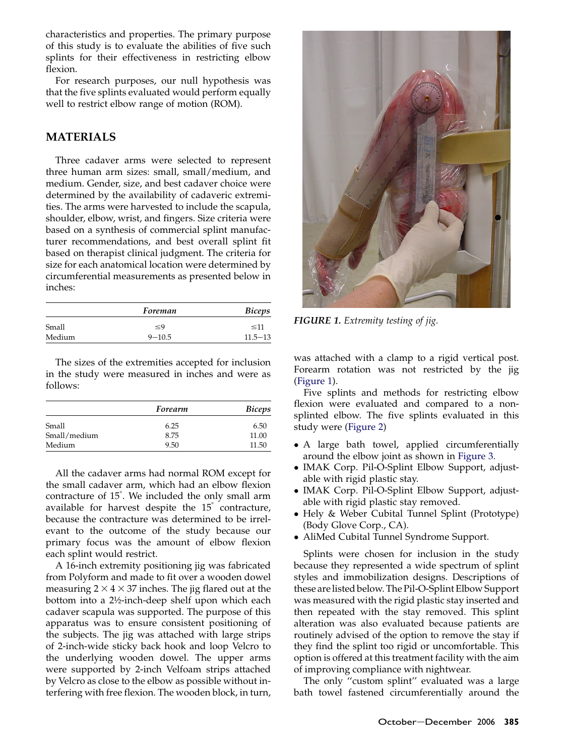characteristics and properties. The primary purpose of this study is to evaluate the abilities of five such splints for their effectiveness in restricting elbow flexion.

For research purposes, our null hypothesis was that the five splints evaluated would perform equally well to restrict elbow range of motion (ROM).

## MATERIALS

Three cadaver arms were selected to represent three human arm sizes: small, small/medium, and medium. Gender, size, and best cadaver choice were determined by the availability of cadaveric extremities. The arms were harvested to include the scapula, shoulder, elbow, wrist, and fingers. Size criteria were based on a synthesis of commercial splint manufacturer recommendations, and best overall splint fit based on therapist clinical judgment. The criteria for size for each anatomical location were determined by circumferential measurements as presented below in inches:

| | *Foreman* | *Biceps* |
|---|---|---|
| Small | ≤9 | ≤11 |
| Medium | 9–10.5 | 11.5–13 |

The sizes of the extremities accepted for inclusion in the study were measured in inches and were as follows:

| | *Forearm* | *Biceps* |
|---|---|---|
| Small | 6.25 | 6.50 |
| Small/medium | 8.75 | 11.00 |
| Medium | 9.50 | 11.50 |

All the cadaver arms had normal ROM except for the small cadaver arm, which had an elbow flexion contracture of 15°. We included the only small arm available for harvest despite the 15° contracture, because the contracture was determined to be irrelevant to the outcome of the study because our primary focus was the amount of elbow flexion each splint would restrict.

A 16-inch extremity positioning jig was fabricated from Polyform and made to fit over a wooden dowel measuring 2 × 4 × 37 inches. The jig flared out at the bottom into a 2½-inch-deep shelf upon which each cadaver scapula was supported. The purpose of this apparatus was to ensure consistent positioning of the subjects. The jig was attached with large strips of 2-inch-wide sticky back hook and loop Velcro to the underlying wooden dowel. The upper arms were supported by 2-inch Velfoam strips attached by Velcro as close to the elbow as possible without interfering with free flexion. The wooden block, in turn, was attached with a clamp to a rigid vertical post. Forearm rotation was not restricted by the jig (Figure 1).

*FIGURE 1. Extremity testing of jig.*

Five splints and methods for restricting elbow flexion were evaluated and compared to a nonsplinted elbow. The five splints evaluated in this study were (Figure 2)

- A large bath towel, applied circumferentially around the elbow joint as shown in Figure 3.
- IMAK Corp. Pil-O-Splint Elbow Support, adjustable with rigid plastic stay.
- IMAK Corp. Pil-O-Splint Elbow Support, adjustable with rigid plastic stay removed.
- Hely & Weber Cubital Tunnel Splint (Prototype) (Body Glove Corp., CA).
- AliMed Cubital Tunnel Syndrome Support.

Splints were chosen for inclusion in the study because they represented a wide spectrum of splint styles and immobilization designs. Descriptions of these are listed below. The Pil-O-Splint Elbow Support was measured with the rigid plastic stay inserted and then repeated with the stay removed. This splint alteration was also evaluated because patients are routinely advised of the option to remove the stay if they find the splint too rigid or uncomfortable. This option is offered at this treatment facility with the aim of improving compliance with nightwear.

The only "custom splint" evaluated was a large bath towel fastened circumferentially around the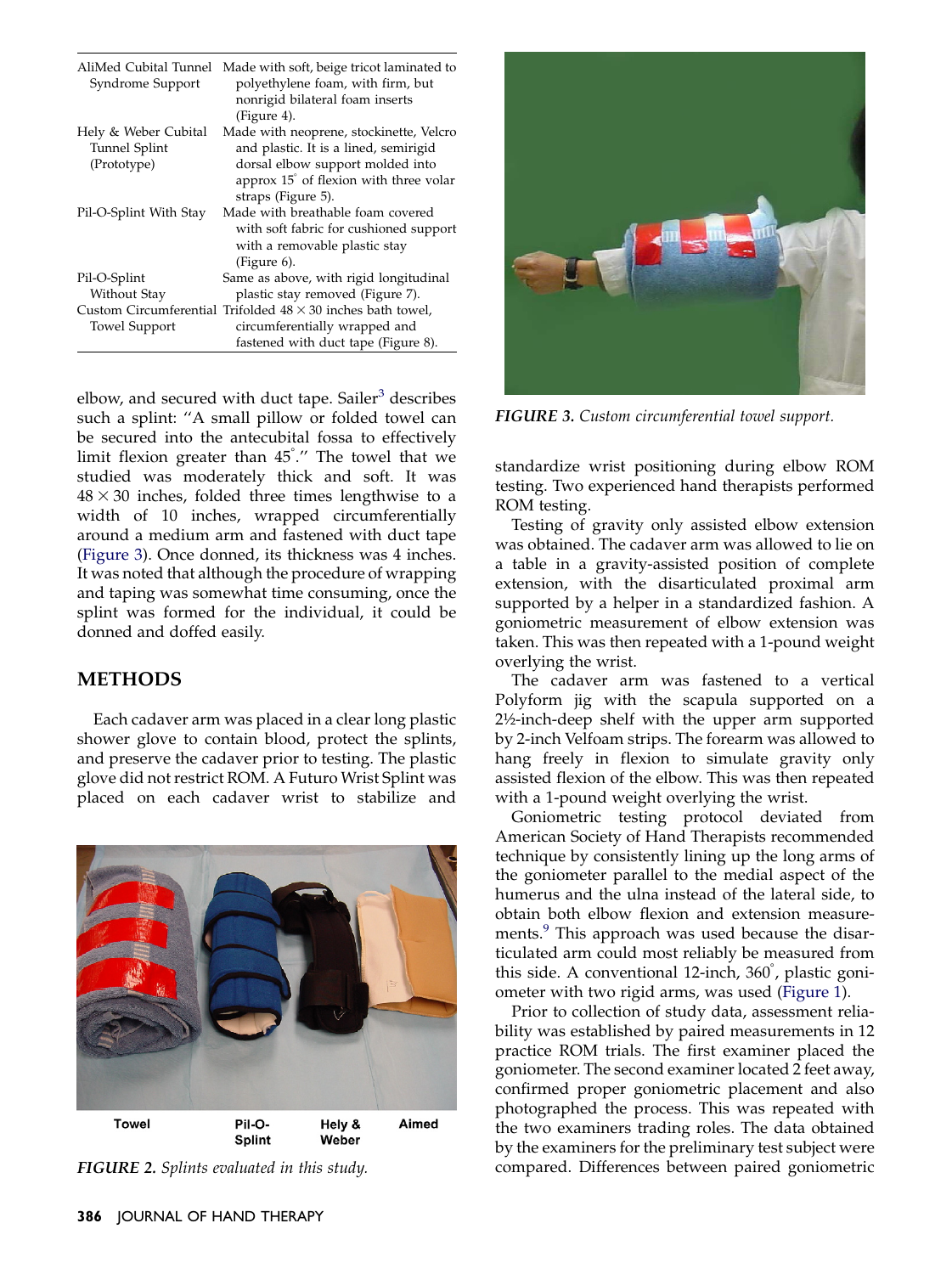| | |
|---|---|
| AliMed Cubital Tunnel Syndrome Support | Made with soft, beige tricot laminated to polyethylene foam, with firm, but nonrigid bilateral foam inserts (Figure 4). |
| Hely & Weber Cubital Tunnel Splint (Prototype) | Made with neoprene, stockinette, Velcro and plastic. It is a lined, semirigid dorsal elbow support molded into approx 15° of flexion with three volar straps (Figure 5). |
| Pil-O-Splint With Stay | Made with breathable foam covered with soft fabric for cushioned support with a removable plastic stay (Figure 6). |
| Pil-O-Splint Without Stay | Same as above, with rigid longitudinal plastic stay removed (Figure 7). |
| Custom Circumferential Towel Support | Trifolded 48 × 30 inches bath towel, circumferentially wrapped and fastened with duct tape (Figure 8). |

elbow, and secured with duct tape. Sailer[3] describes such a splint: "A small pillow or folded towel can be secured into the antecubital fossa to effectively limit flexion greater than 45°." The towel that we studied was moderately thick and soft. It was 48 × 30 inches, folded three times lengthwise to a width of 10 inches, wrapped circumferentially around a medium arm and fastened with duct tape (Figure 3). Once donned, its thickness was 4 inches. It was noted that although the procedure of wrapping and taping was somewhat time consuming, once the splint was formed for the individual, it could be donned and doffed easily.

## METHODS

Each cadaver arm was placed in a clear long plastic shower glove to contain blood, protect the splints, and preserve the cadaver prior to testing. The plastic glove did not restrict ROM. A Futuro Wrist Splint was placed on each cadaver wrist to stabilize and standardize wrist positioning during elbow ROM testing. Two experienced hand therapists performed ROM testing.

Testing of gravity only assisted elbow extension was obtained. The cadaver arm was allowed to lie on a table in a gravity-assisted position of complete extension, with the disarticulated proximal arm supported by a helper in a standardized fashion. A goniometric measurement of elbow extension was taken. This was then repeated with a 1-pound weight overlying the wrist.

The cadaver arm was fastened to a vertical Polyform jig with the scapula supported on a 2½-inch-deep shelf with the upper arm supported by 2-inch Velfoam strips. The forearm was allowed to hang freely in flexion to simulate gravity only assisted flexion of the elbow. This was then repeated with a 1-pound weight overlying the wrist.

Goniometric testing protocol deviated from American Society of Hand Therapists recommended technique by consistently lining up the long arms of the goniometer parallel to the medial aspect of the humerus and the ulna instead of the lateral side, to obtain both elbow flexion and extension measurements.[9] This approach was used because the disarticulated arm could most reliably be measured from this side. A conventional 12-inch, 360°, plastic goniometer with two rigid arms, was used (Figure 1).

Prior to collection of study data, assessment reliability was established by paired measurements in 12 practice ROM trials. The first examiner placed the goniometer. The second examiner located 2 feet away, confirmed proper goniometric placement and also photographed the process. This was repeated with the two examiners trading roles. The data obtained by the examiners for the preliminary test subject were compared. Differences between paired goniometric

Towel Pil-O-Splint Hely & Weber Aimed

*FIGURE 2. Splints evaluated in this study.*

*FIGURE 3. Custom circumferential towel support.*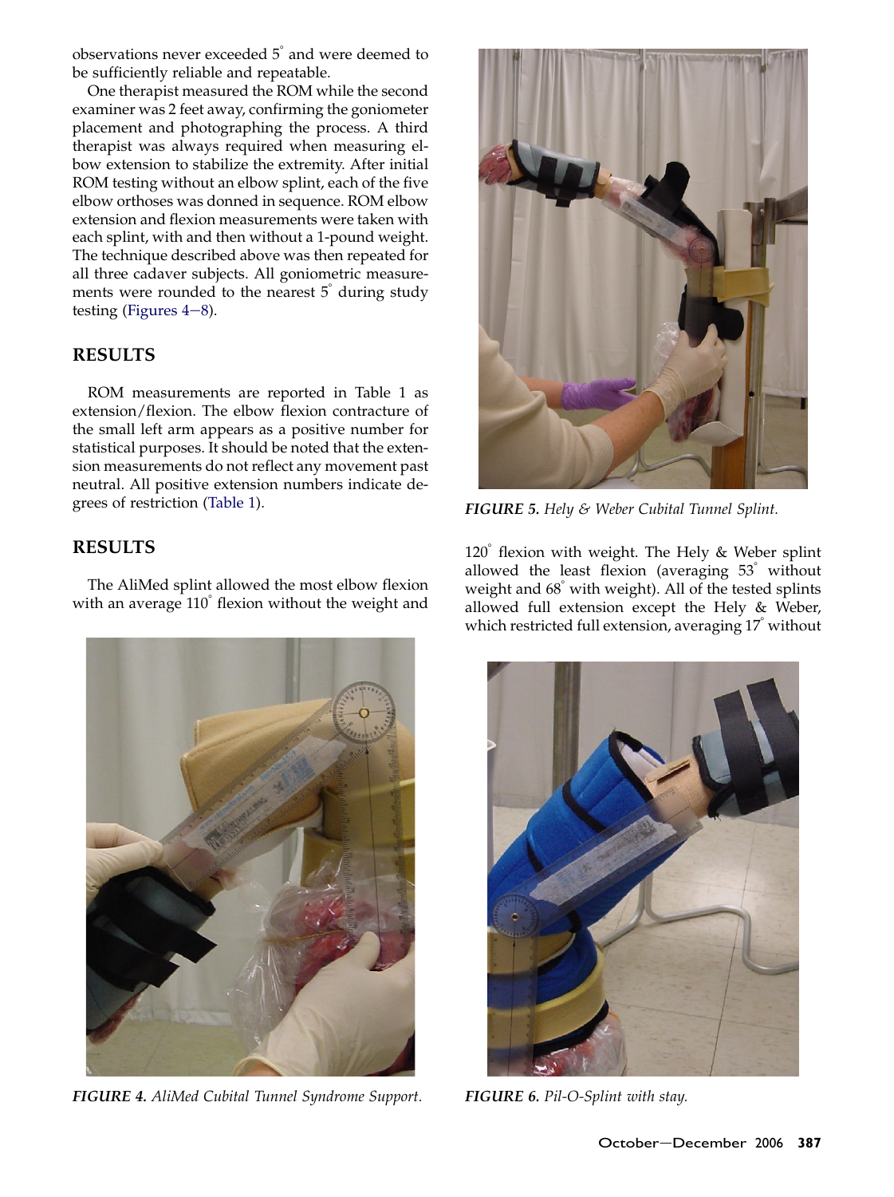observations never exceeded 5° and were deemed to be sufficiently reliable and repeatable.

One therapist measured the ROM while the second examiner was 2 feet away, confirming the goniometer placement and photographing the process. A third therapist was always required when measuring elbow extension to stabilize the extremity. After initial ROM testing without an elbow splint, each of the five elbow orthoses was donned in sequence. ROM elbow extension and flexion measurements were taken with each splint, with and then without a 1-pound weight. The technique described above was then repeated for all three cadaver subjects. All goniometric measurements were rounded to the nearest 5° during study testing (Figures 4—8).

## RESULTS

ROM measurements are reported in Table 1 as extension/flexion. The elbow flexion contracture of the small left arm appears as a positive number for statistical purposes. It should be noted that the extension measurements do not reflect any movement past neutral. All positive extension numbers indicate degrees of restriction (Table 1).

## RESULTS

The AliMed splint allowed the most elbow flexion with an average 110° flexion without the weight and 120° flexion with weight. The Hely & Weber splint allowed the least flexion (averaging 53° without weight and 68° with weight). All of the tested splints allowed full extension except the Hely & Weber, which restricted full extension, averaging 17° without

*FIGURE 5. Hely & Weber Cubital Tunnel Splint.*

*FIGURE 4. AliMed Cubital Tunnel Syndrome Support.*

*FIGURE 6. Pil-O-Splint with stay.*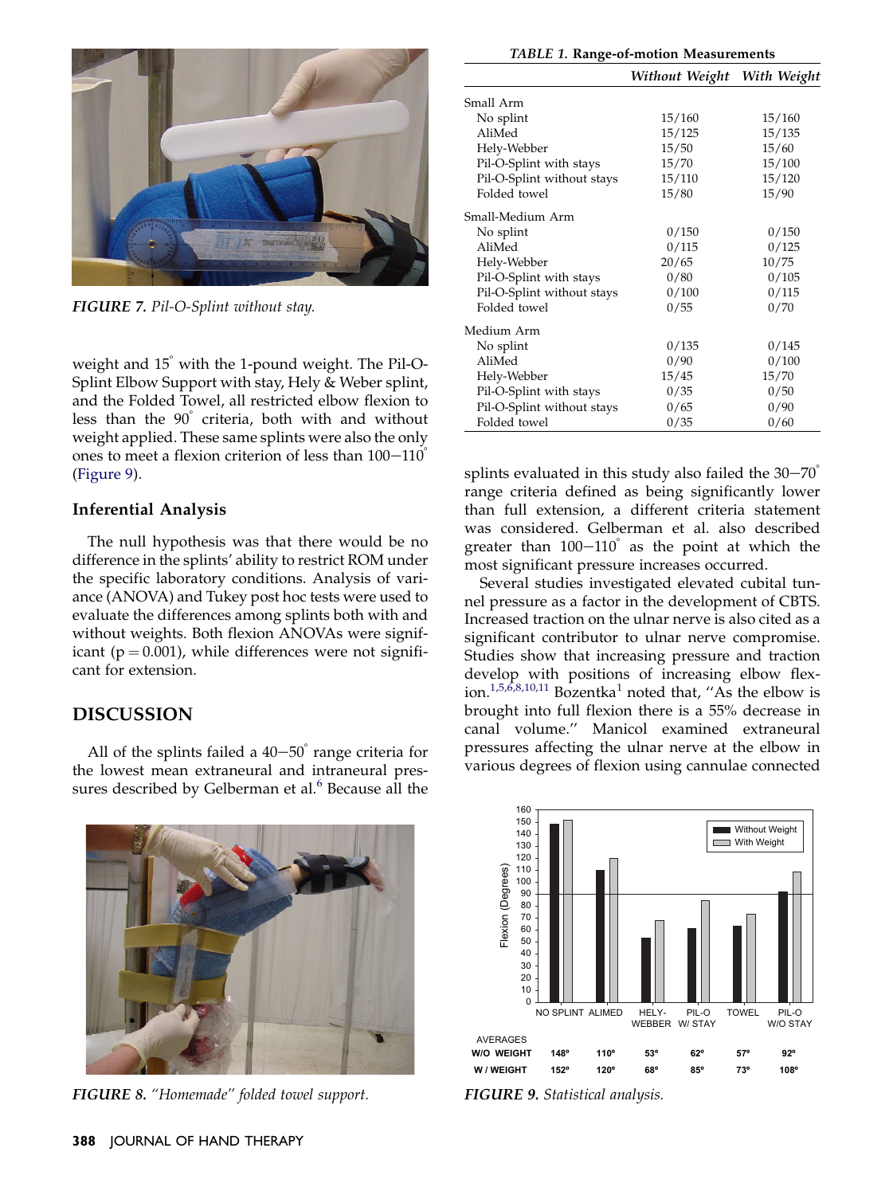FIGURE 7. *Pil-O-Splint without stay.*

weight and 15° with the 1-pound weight. The Pil-O-Splint Elbow Support with stay, Hely & Weber splint, and the Folded Towel, all restricted elbow flexion to less than the 90° criteria, both with and without weight applied. These same splints were also the only ones to meet a flexion criterion of less than 100–110° (Figure 9).

### Inferential Analysis

The null hypothesis was that there would be no difference in the splints' ability to restrict ROM under the specific laboratory conditions. Analysis of variance (ANOVA) and Tukey post hoc tests were used to evaluate the differences among splints both with and without weights. Both flexion ANOVAs were significant ($p = 0.001$), while differences were not significant for extension.

## DISCUSSION

All of the splints failed a 40–50° range criteria for the lowest mean extraneural and intraneural pressures described by Gelberman et al.[6] Because all the splints evaluated in this study also failed the 30–70° range criteria defined as being significantly lower than full extension, a different criteria statement was considered. Gelberman et al. also described greater than 100–110° as the point at which the most significant pressure increases occurred.

Several studies investigated elevated cubital tunnel pressure as a factor in the development of CBTS. Increased traction on the ulnar nerve is also cited as a significant contributor to ulnar nerve compromise. Studies show that increasing pressure and traction develop with positions of increasing elbow flexion.[1,5,6,8,10,11] Bozentka[1] noted that, "As the elbow is brought into full flexion there is a 55% decrease in canal volume." Manicol examined extraneural pressures affecting the ulnar nerve at the elbow in various degrees of flexion using cannulae connected

FIGURE 8. *"Homemade" folded towel support.*

*TABLE 1.* **Range-of-motion Measurements**

| | *Without Weight* | *With Weight* |
|---|---|---|
| Small Arm | | |
| No splint | 15/160 | 15/160 |
| AliMed | 15/125 | 15/135 |
| Hely-Webber | 15/50 | 15/60 |
| Pil-O-Splint with stays | 15/70 | 15/100 |
| Pil-O-Splint without stays | 15/110 | 15/120 |
| Folded towel | 15/80 | 15/90 |
| Small-Medium Arm | | |
| No splint | 0/150 | 0/150 |
| AliMed | 0/115 | 0/125 |
| Hely-Webber | 20/65 | 10/75 |
| Pil-O-Splint with stays | 0/80 | 0/105 |
| Pil-O-Splint without stays | 0/100 | 0/115 |
| Folded towel | 0/55 | 0/70 |
| Medium Arm | | |
| No splint | 0/135 | 0/145 |
| AliMed | 0/90 | 0/100 |
| Hely-Webber | 15/45 | 15/70 |
| Pil-O-Splint with stays | 0/35 | 0/50 |
| Pil-O-Splint without stays | 0/65 | 0/90 |
| Folded towel | 0/35 | 0/60 |

| AVERAGES | NO SPLINT | ALIMED | HELY-WEBBER | PIL-O W/ STAY | TOWEL | PIL-O W/O STAY |
|---|---|---|---|---|---|---|
| W/O WEIGHT | 148° | 110° | 53° | 62° | 57° | 92° |
| W / WEIGHT | 152° | 120° | 68° | 85° | 73° | 108° |

FIGURE 9. *Statistical analysis.*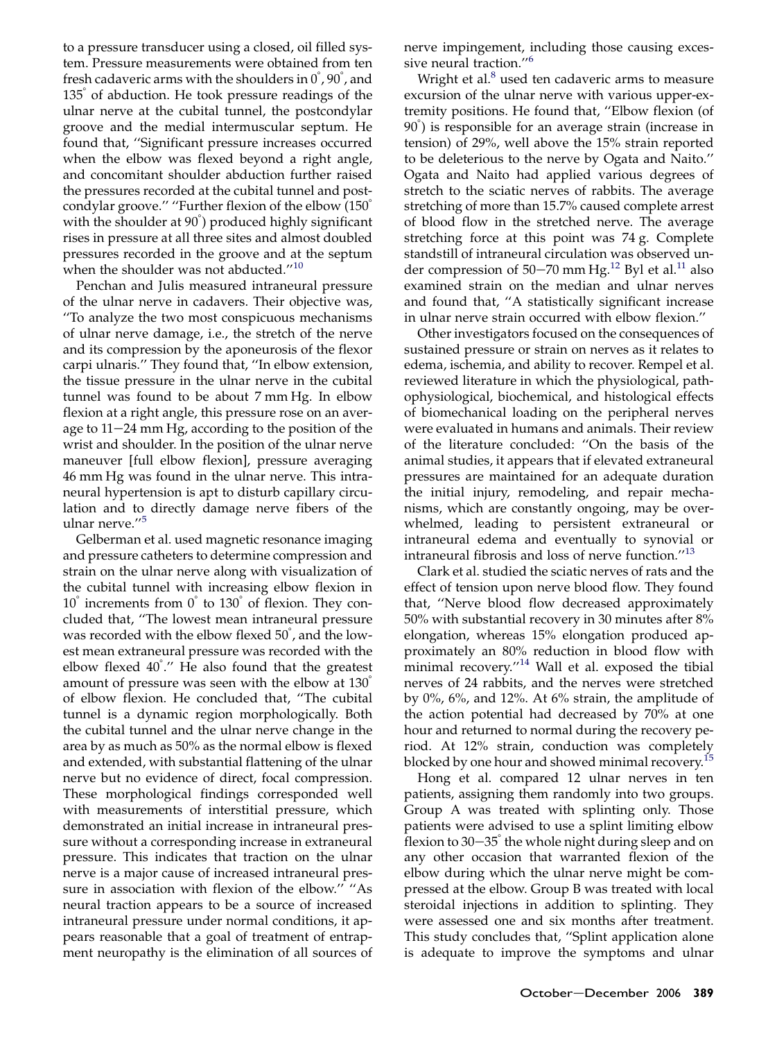to a pressure transducer using a closed, oil filled system. Pressure measurements were obtained from ten fresh cadaveric arms with the shoulders in 0°, 90°, and 135° of abduction. He took pressure readings of the ulnar nerve at the cubital tunnel, the postcondylar groove and the medial intermuscular septum. He found that, "Significant pressure increases occurred when the elbow was flexed beyond a right angle, and concomitant shoulder abduction further raised the pressures recorded at the cubital tunnel and postcondylar groove." "Further flexion of the elbow (150° with the shoulder at 90°) produced highly significant rises in pressure at all three sites and almost doubled pressures recorded in the groove and at the septum when the shoulder was not abducted."[10]

Penchan and Julis measured intraneural pressure of the ulnar nerve in cadavers. Their objective was, "To analyze the two most conspicuous mechanisms of ulnar nerve damage, i.e., the stretch of the nerve and its compression by the aponeurosis of the flexor carpi ulnaris." They found that, "In elbow extension, the tissue pressure in the ulnar nerve in the cubital tunnel was found to be about 7 mm Hg. In elbow flexion at a right angle, this pressure rose on an average to 11–24 mm Hg, according to the position of the wrist and shoulder. In the position of the ulnar nerve maneuver [full elbow flexion], pressure averaging 46 mm Hg was found in the ulnar nerve. This intraneural hypertension is apt to disturb capillary circulation and to directly damage nerve fibers of the ulnar nerve."[5]

Gelberman et al. used magnetic resonance imaging and pressure catheters to determine compression and strain on the ulnar nerve along with visualization of the cubital tunnel with increasing elbow flexion in 10° increments from 0° to 130° of flexion. They concluded that, "The lowest mean intraneural pressure was recorded with the elbow flexed 50°, and the lowest mean extraneural pressure was recorded with the elbow flexed 40°." He also found that the greatest amount of pressure was seen with the elbow at 130° of elbow flexion. He concluded that, "The cubital tunnel is a dynamic region morphologically. Both the cubital tunnel and the ulnar nerve change in the area by as much as 50% as the normal elbow is flexed and extended, with substantial flattening of the ulnar nerve but no evidence of direct, focal compression. These morphological findings corresponded well with measurements of interstitial pressure, which demonstrated an initial increase in intraneural pressure without a corresponding increase in extraneural pressure. This indicates that traction on the ulnar nerve is a major cause of increased intraneural pressure in association with flexion of the elbow." "As neural traction appears to be a source of increased intraneural pressure under normal conditions, it appears reasonable that a goal of treatment of entrapment neuropathy is the elimination of all sources of nerve impingement, including those causing excessive neural traction."[6]

Wright et al.[8] used ten cadaveric arms to measure excursion of the ulnar nerve with various upper-extremity positions. He found that, "Elbow flexion (of 90°) is responsible for an average strain (increase in tension) of 29%, well above the 15% strain reported to be deleterious to the nerve by Ogata and Naito." Ogata and Naito had applied various degrees of stretch to the sciatic nerves of rabbits. The average stretching of more than 15.7% caused complete arrest of blood flow in the stretched nerve. The average stretching force at this point was 74 g. Complete standstill of intraneural circulation was observed under compression of 50–70 mm Hg.[12] Byl et al.[11] also examined strain on the median and ulnar nerves and found that, "A statistically significant increase in ulnar nerve strain occurred with elbow flexion."

Other investigators focused on the consequences of sustained pressure or strain on nerves as it relates to edema, ischemia, and ability to recover. Rempel et al. reviewed literature in which the physiological, pathophysiological, biochemical, and histological effects of biomechanical loading on the peripheral nerves were evaluated in humans and animals. Their review of the literature concluded: "On the basis of the animal studies, it appears that if elevated extraneural pressures are maintained for an adequate duration the initial injury, remodeling, and repair mechanisms, which are constantly ongoing, may be overwhelmed, leading to persistent extraneural or intraneural edema and eventually to synovial or intraneural fibrosis and loss of nerve function."[13]

Clark et al. studied the sciatic nerves of rats and the effect of tension upon nerve blood flow. They found that, "Nerve blood flow decreased approximately 50% with substantial recovery in 30 minutes after 8% elongation, whereas 15% elongation produced approximately an 80% reduction in blood flow with minimal recovery."[14] Wall et al. exposed the tibial nerves of 24 rabbits, and the nerves were stretched by 0%, 6%, and 12%. At 6% strain, the amplitude of the action potential had decreased by 70% at one hour and returned to normal during the recovery period. At 12% strain, conduction was completely blocked by one hour and showed minimal recovery.[15]

Hong et al. compared 12 ulnar nerves in ten patients, assigning them randomly into two groups. Group A was treated with splinting only. Those patients were advised to use a splint limiting elbow flexion to 30–35° the whole night during sleep and on any other occasion that warranted flexion of the elbow during which the ulnar nerve might be compressed at the elbow. Group B was treated with local steroidal injections in addition to splinting. They were assessed one and six months after treatment. This study concludes that, "Splint application alone is adequate to improve the symptoms and ulnar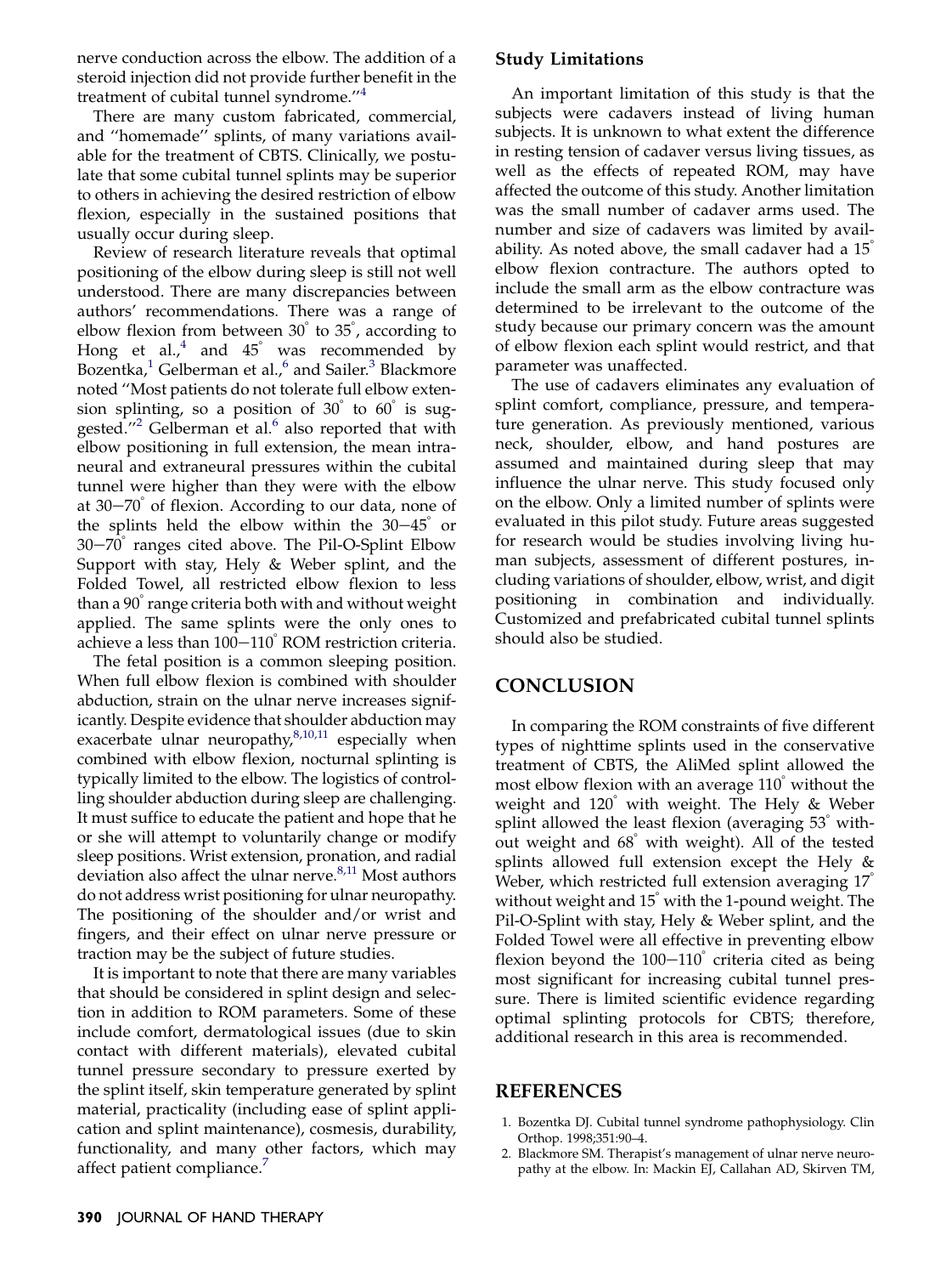nerve conduction across the elbow. The addition of a steroid injection did not provide further benefit in the treatment of cubital tunnel syndrome.''[4]

There are many custom fabricated, commercial, and ''homemade'' splints, of many variations available for the treatment of CBTS. Clinically, we postulate that some cubital tunnel splints may be superior to others in achieving the desired restriction of elbow flexion, especially in the sustained positions that usually occur during sleep.

Review of research literature reveals that optimal positioning of the elbow during sleep is still not well understood. There are many discrepancies between authors' recommendations. There was a range of elbow flexion from between 30° to 35°, according to Hong et al.,[4] and 45° was recommended by Bozentka,[1] Gelberman et al.,[6] and Sailer.[3] Blackmore noted ''Most patients do not tolerate full elbow extension splinting, so a position of 30° to 60° is suggested.''[2] Gelberman et al.[6] also reported that with elbow positioning in full extension, the mean intraneural and extraneural pressures within the cubital tunnel were higher than they were with the elbow at 30–70° of flexion. According to our data, none of the splints held the elbow within the 30–45° or 30–70° ranges cited above. The Pil-O-Splint Elbow Support with stay, Hely & Weber splint, and the Folded Towel, all restricted elbow flexion to less than a 90° range criteria both with and without weight applied. The same splints were the only ones to achieve a less than 100–110° ROM restriction criteria.

The fetal position is a common sleeping position. When full elbow flexion is combined with shoulder abduction, strain on the ulnar nerve increases significantly. Despite evidence that shoulder abduction may exacerbate ulnar neuropathy,[8,10,11] especially when combined with elbow flexion, nocturnal splinting is typically limited to the elbow. The logistics of controlling shoulder abduction during sleep are challenging. It must suffice to educate the patient and hope that he or she will attempt to voluntarily change or modify sleep positions. Wrist extension, pronation, and radial deviation also affect the ulnar nerve.[8,11] Most authors do not address wrist positioning for ulnar neuropathy. The positioning of the shoulder and/or wrist and fingers, and their effect on ulnar nerve pressure or traction may be the subject of future studies.

It is important to note that there are many variables that should be considered in splint design and selection in addition to ROM parameters. Some of these include comfort, dermatological issues (due to skin contact with different materials), elevated cubital tunnel pressure secondary to pressure exerted by the splint itself, skin temperature generated by splint material, practicality (including ease of splint application and splint maintenance), cosmesis, durability, functionality, and many other factors, which may affect patient compliance.[7]

### Study Limitations

An important limitation of this study is that the subjects were cadavers instead of living human subjects. It is unknown to what extent the difference in resting tension of cadaver versus living tissues, as well as the effects of repeated ROM, may have affected the outcome of this study. Another limitation was the small number of cadaver arms used. The number and size of cadavers was limited by availability. As noted above, the small cadaver had a 15° elbow flexion contracture. The authors opted to include the small arm as the elbow contracture was determined to be irrelevant to the outcome of the study because our primary concern was the amount of elbow flexion each splint would restrict, and that parameter was unaffected.

The use of cadavers eliminates any evaluation of splint comfort, compliance, pressure, and temperature generation. As previously mentioned, various neck, shoulder, elbow, and hand postures are assumed and maintained during sleep that may influence the ulnar nerve. This study focused only on the elbow. Only a limited number of splints were evaluated in this pilot study. Future areas suggested for research would be studies involving living human subjects, assessment of different postures, including variations of shoulder, elbow, wrist, and digit positioning in combination and individually. Customized and prefabricated cubital tunnel splints should also be studied.

## CONCLUSION

In comparing the ROM constraints of five different types of nighttime splints used in the conservative treatment of CBTS, the AliMed splint allowed the most elbow flexion with an average 110° without the weight and 120° with weight. The Hely & Weber splint allowed the least flexion (averaging 53° without weight and 68° with weight). All of the tested splints allowed full extension except the Hely & Weber, which restricted full extension averaging 17° without weight and 15° with the 1-pound weight. The Pil-O-Splint with stay, Hely & Weber splint, and the Folded Towel were all effective in preventing elbow flexion beyond the 100–110° criteria cited as being most significant for increasing cubital tunnel pressure. There is limited scientific evidence regarding optimal splinting protocols for CBTS; therefore, additional research in this area is recommended.

## REFERENCES

1. Bozentka DJ. Cubital tunnel syndrome pathophysiology. Clin Orthop. 1998;351:90–4.
2. Blackmore SM. Therapist's management of ulnar nerve neuropathy at the elbow. In: Mackin EJ, Callahan AD, Skirven TM,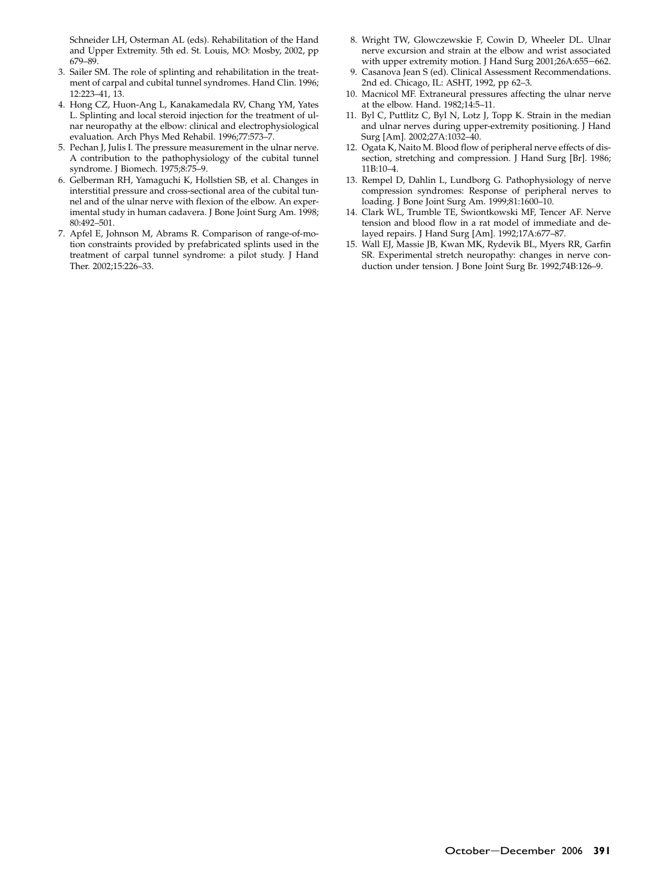Schneider LH, Osterman AL (eds). Rehabilitation of the Hand and Upper Extremity. 5th ed. St. Louis, MO: Mosby, 2002, pp 679–89.

3. Sailer SM. The role of splinting and rehabilitation in the treatment of carpal and cubital tunnel syndromes. Hand Clin. 1996; 12:223–41, 13.
4. Hong CZ, Huon-Ang L, Kanakamedala RV, Chang YM, Yates L. Splinting and local steroid injection for the treatment of ulnar neuropathy at the elbow: clinical and electrophysiological evaluation. Arch Phys Med Rehabil. 1996;77:573–7.
5. Pechan J, Julis I. The pressure measurement in the ulnar nerve. A contribution to the pathophysiology of the cubital tunnel syndrome. J Biomech. 1975;8:75–9.
6. Gelberman RH, Yamaguchi K, Hollstien SB, et al. Changes in interstitial pressure and cross-sectional area of the cubital tunnel and of the ulnar nerve with flexion of the elbow. An experimental study in human cadavera. J Bone Joint Surg Am. 1998; 80:492–501.
7. Apfel E, Johnson M, Abrams R. Comparison of range-of-motion constraints provided by prefabricated splints used in the treatment of carpal tunnel syndrome: a pilot study. J Hand Ther. 2002;15:226–33.
8. Wright TW, Glowczewskie F, Cowin D, Wheeler DL. Ulnar nerve excursion and strain at the elbow and wrist associated with upper extremity motion. J Hand Surg 2001;26A:655–662.
9. Casanova Jean S (ed). Clinical Assessment Recommendations. 2nd ed. Chicago, IL: ASHT, 1992, pp 62–3.
10. Macnicol MF. Extraneural pressures affecting the ulnar nerve at the elbow. Hand. 1982;14:5–11.
11. Byl C, Puttlitz C, Byl N, Lotz J, Topp K. Strain in the median and ulnar nerves during upper-extremity positioning. J Hand Surg [Am]. 2002;27A:1032–40.
12. Ogata K, Naito M. Blood flow of peripheral nerve effects of dissection, stretching and compression. J Hand Surg [Br]. 1986; 11B:10–4.
13. Rempel D, Dahlin L, Lundborg G. Pathophysiology of nerve compression syndromes: Response of peripheral nerves to loading. J Bone Joint Surg Am. 1999;81:1600–10.
14. Clark WL, Trumble TE, Swiontkowski MF, Tencer AF. Nerve tension and blood flow in a rat model of immediate and delayed repairs. J Hand Surg [Am]. 1992;17A:677–87.
15. Wall EJ, Massie JB, Kwan MK, Rydevik BL, Myers RR, Garfin SR. Experimental stretch neuropathy: changes in nerve conduction under tension. J Bone Joint Surg Br. 1992;74B:126–9.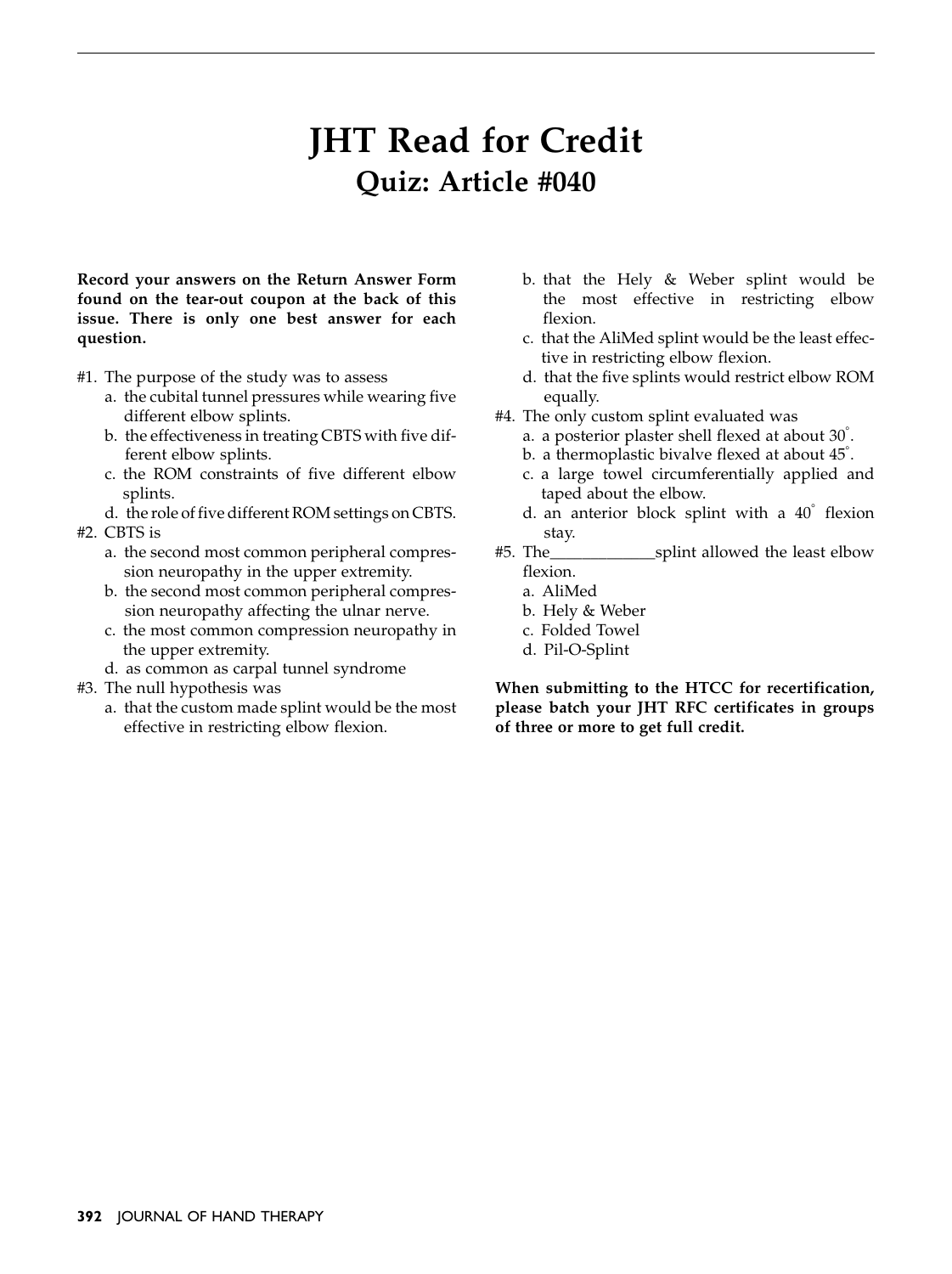# JHT Read for Credit

## Quiz: Article #040

**Record your answers on the Return Answer Form found on the tear-out coupon at the back of this issue. There is only one best answer for each question.**

#1. The purpose of the study was to assess
  a. the cubital tunnel pressures while wearing five different elbow splints.
  b. the effectiveness in treating CBTS with five different elbow splints.
  c. the ROM constraints of five different elbow splints.
  d. the role of five different ROM settings on CBTS.

#2. CBTS is
  a. the second most common peripheral compression neuropathy in the upper extremity.
  b. the second most common peripheral compression neuropathy affecting the ulnar nerve.
  c. the most common compression neuropathy in the upper extremity.
  d. as common as carpal tunnel syndrome

#3. The null hypothesis was
  a. that the custom made splint would be the most effective in restricting elbow flexion.
  b. that the Hely & Weber splint would be the most effective in restricting elbow flexion.
  c. that the AliMed splint would be the least effective in restricting elbow flexion.
  d. that the five splints would restrict elbow ROM equally.

#4. The only custom splint evaluated was
  a. a posterior plaster shell flexed at about 30°.
  b. a thermoplastic bivalve flexed at about 45°.
  c. a large towel circumferentially applied and taped about the elbow.
  d. an anterior block splint with a 40° flexion stay.

#5. The_____________splint allowed the least elbow flexion.
  a. AliMed
  b. Hely & Weber
  c. Folded Towel
  d. Pil-O-Splint

**When submitting to the HTCC for recertification, please batch your JHT RFC certificates in groups of three or more to get full credit.**